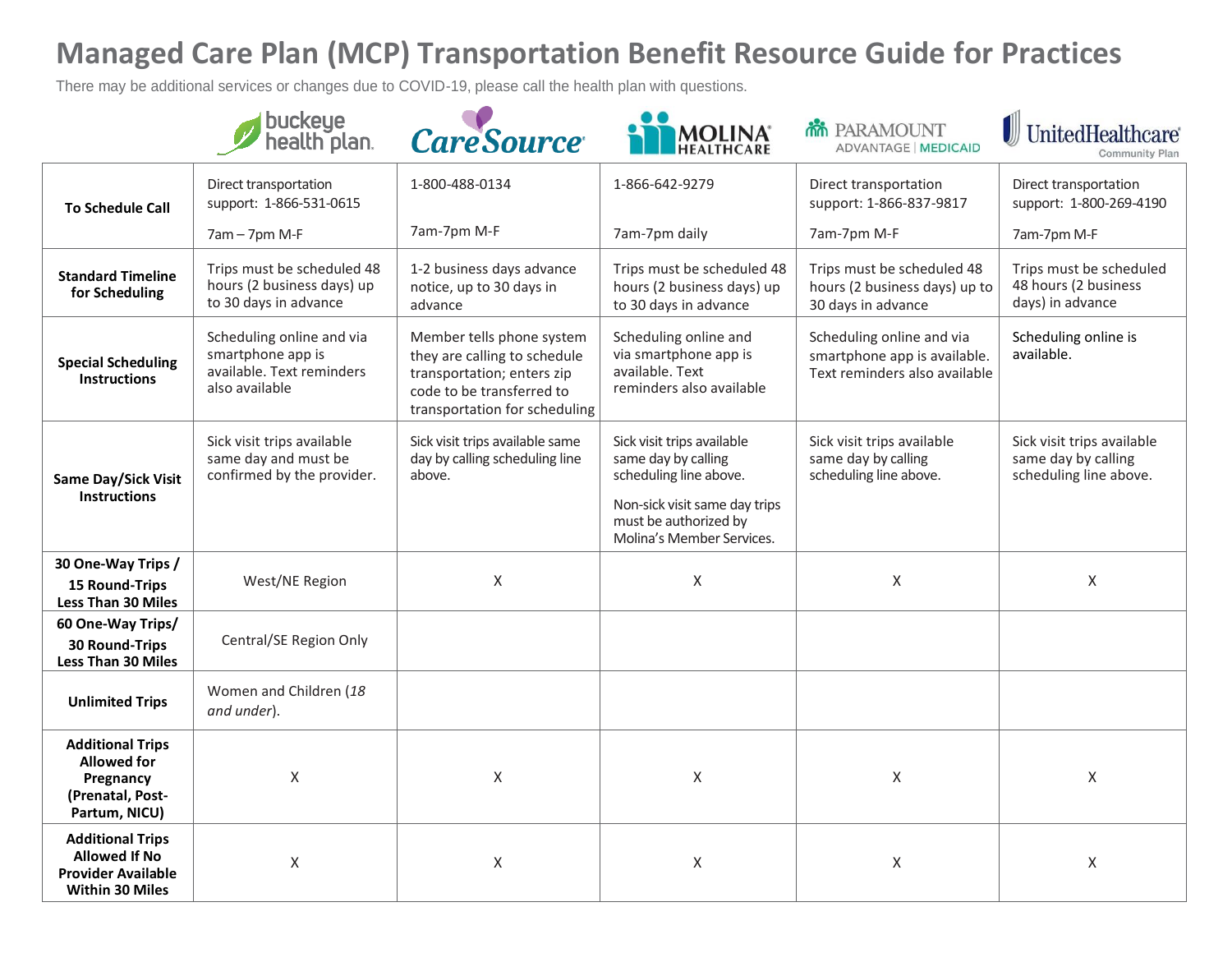# Managed Care Plan (MCP) Transportation Benefit Resource Guide for Practices

There may be additional services or changes due to COVID-19, please call the health plan with questions.

| | Buckeye Health Plan | CareSource | Molina Healthcare | Paramount Advantage Medicaid | UnitedHealthcare Community Plan |
|---|---|---|---|---|---|
| **To Schedule Call** | Direct transportation support: 1-866-531-0615<br><br>7am – 7pm M-F | 1-800-488-0134<br><br>7am-7pm M-F | 1-866-642-9279<br><br>7am-7pm daily | Direct transportation support: 1-866-837-9817<br><br>7am-7pm M-F | Direct transportation support: 1-800-269-4190<br><br>7am-7pm M-F |
| **Standard Timeline for Scheduling** | Trips must be scheduled 48 hours (2 business days) up to 30 days in advance | 1-2 business days advance notice, up to 30 days in advance | Trips must be scheduled 48 hours (2 business days) up to 30 days in advance | Trips must be scheduled 48 hours (2 business days) up to 30 days in advance | Trips must be scheduled 48 hours (2 business days) in advance |
| **Special Scheduling Instructions** | Scheduling online and via smartphone app is available. Text reminders also available | Member tells phone system they are calling to schedule transportation; enters zip code to be transferred to transportation for scheduling | Scheduling online and via smartphone app is available. Text reminders also available | Scheduling online and via smartphone app is available. Text reminders also available | Scheduling online is available. |
| **Same Day/Sick Visit Instructions** | Sick visit trips available same day and must be confirmed by the provider. | Sick visit trips available same day by calling scheduling line above. | Sick visit trips available same day by calling scheduling line above.<br><br>Non-sick visit same day trips must be authorized by Molina's Member Services. | Sick visit trips available same day by calling scheduling line above. | Sick visit trips available same day by calling scheduling line above. |
| **30 One-Way Trips / 15 Round-Trips Less Than 30 Miles** | West/NE Region | X | X | X | X |
| **60 One-Way Trips/ 30 Round-Trips Less Than 30 Miles** | Central/SE Region Only | | | | |
| **Unlimited Trips** | Women and Children (*18 and under*). | | | | |
| **Additional Trips Allowed for Pregnancy (Prenatal, Post-Partum, NICU)** | X | X | X | X | X |
| **Additional Trips Allowed If No Provider Available Within 30 Miles** | X | X | X | X | X |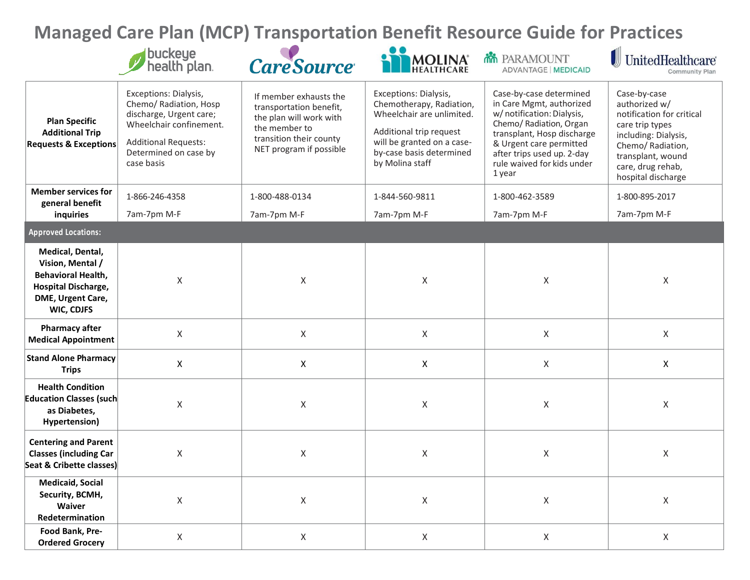# Managed Care Plan (MCP) Transportation Benefit Resource Guide for Practices

| | Buckeye Health Plan | CareSource | Molina Healthcare | Paramount Advantage Medicaid | UnitedHealthcare Community Plan |
|---|---|---|---|---|---|
| **Plan Specific Additional Trip Requests & Exceptions** | Exceptions: Dialysis, Chemo/ Radiation, Hosp discharge, Urgent care; Wheelchair confinement.<br><br>Additional Requests: Determined on case by case basis | If member exhausts the transportation benefit, the plan will work with the member to transition their county NET program if possible | Exceptions: Dialysis, Chemotherapy, Radiation, Wheelchair are unlimited.<br><br>Additional trip request will be granted on a case-by-case basis determined by Molina staff | Case-by-case determined in Care Mgmt, authorized w/ notification: Dialysis, Chemo/ Radiation, Organ transplant, Hosp discharge & Urgent care permitted after trips used up. 2-day rule waived for kids under 1 year | Case-by-case authorized w/ notification for critical care trip types including: Dialysis, Chemo/ Radiation, transplant, wound care, drug rehab, hospital discharge |
| **Member services for general benefit inquiries** | 1-866-246-4358<br><br>7am-7pm M-F | 1-800-488-0134<br><br>7am-7pm M-F | 1-844-560-9811<br><br>7am-7pm M-F | 1-800-462-3589<br><br>7am-7pm M-F | 1-800-895-2017<br><br>7am-7pm M-F |
| **Approved Locations:** | | | | | |
| **Medical, Dental, Vision, Mental / Behavioral Health, Hospital Discharge, DME, Urgent Care, WIC, CDJFS** | X | X | X | X | X |
| **Pharmacy after Medical Appointment** | X | X | X | X | X |
| **Stand Alone Pharmacy Trips** | X | X | X | X | X |
| **Health Condition Education Classes (such as Diabetes, Hypertension)** | X | X | X | X | X |
| **Centering and Parent Classes (including Car Seat & Cribette classes)** | X | X | X | X | X |
| **Medicaid, Social Security, BCMH, Waiver Redetermination** | X | X | X | X | X |
| **Food Bank, Pre-Ordered Grocery** | X | X | X | X | X |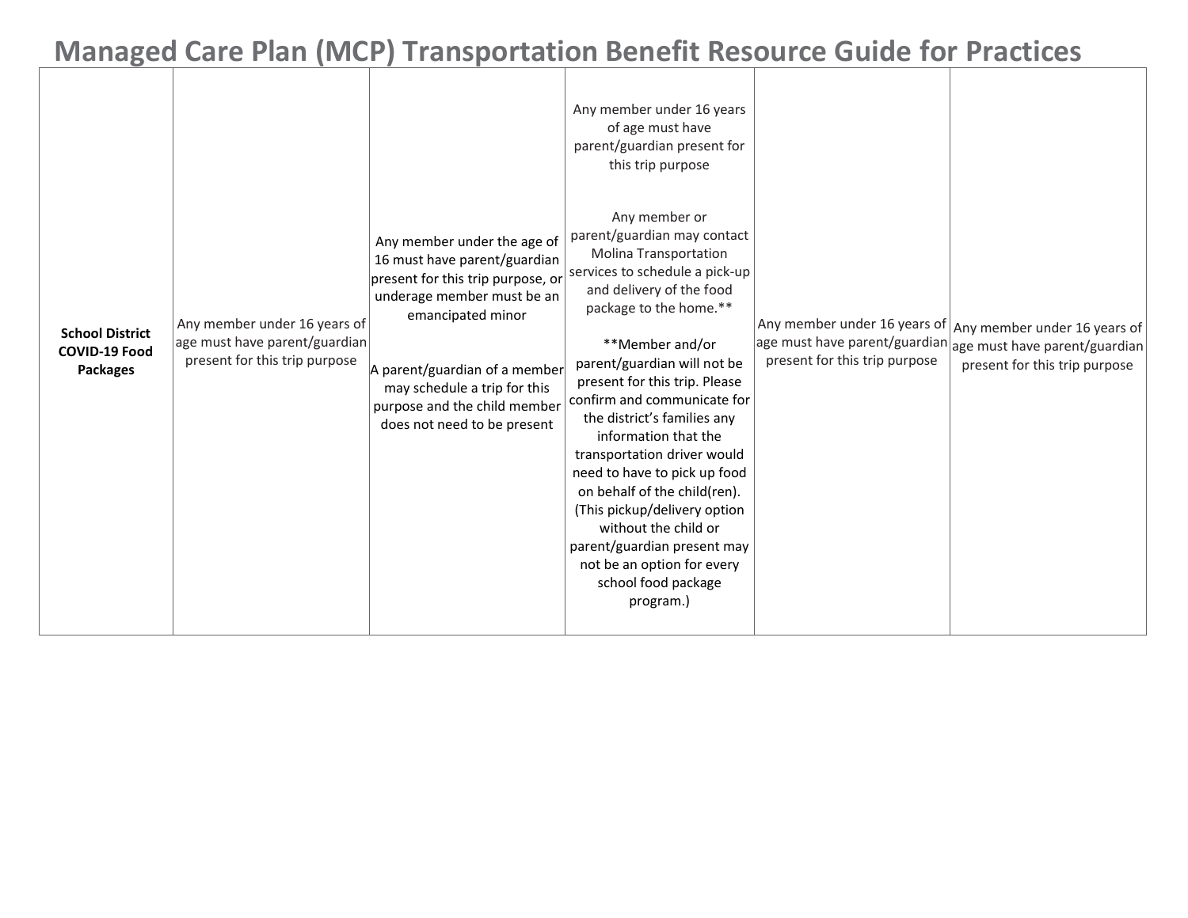# Managed Care Plan (MCP) Transportation Benefit Resource Guide for Practices

| | | | | | |
|---|---|---|---|---|---|
| **School District COVID-19 Food Packages** | Any member under 16 years of age must have parent/guardian present for this trip purpose | Any member under the age of 16 must have parent/guardian present for this trip purpose, or underage member must be an emancipated minor<br><br>A parent/guardian of a member may schedule a trip for this purpose and the child member does not need to be present | Any member under 16 years of age must have parent/guardian present for this trip purpose<br><br>Any member or parent/guardian may contact Molina Transportation services to schedule a pick-up and delivery of the food package to the home.**<br><br>**Member and/or parent/guardian will not be present for this trip. Please confirm and communicate for the district's families any information that the transportation driver would need to have to pick up food on behalf of the child(ren). (This pickup/delivery option without the child or parent/guardian present may not be an option for every school food package program.) | Any member under 16 years of age must have parent/guardian present for this trip purpose | Any member under 16 years of age must have parent/guardian present for this trip purpose |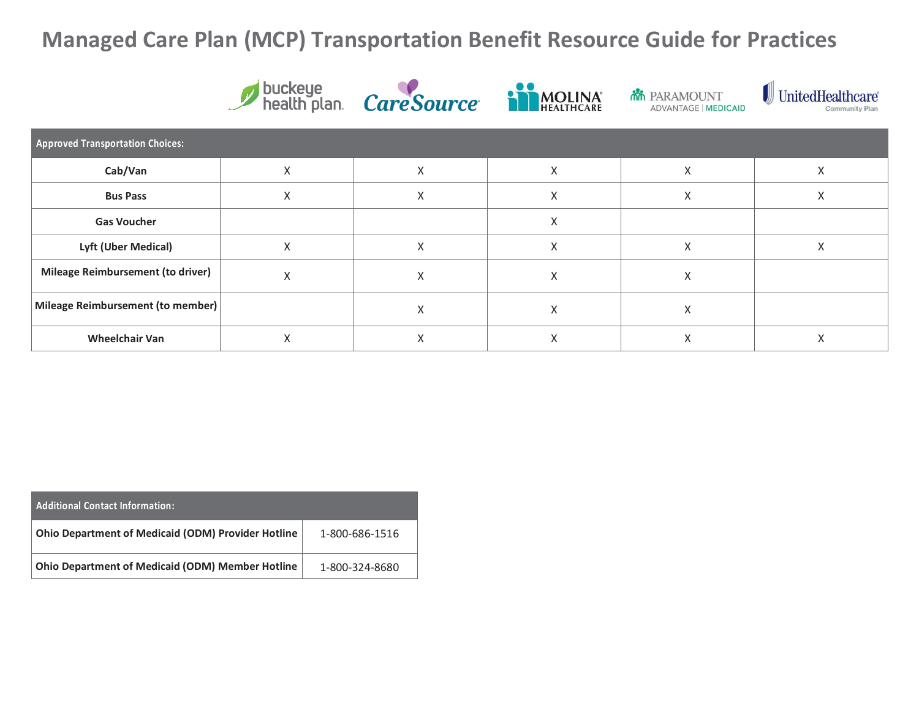# Managed Care Plan (MCP) Transportation Benefit Resource Guide for Practices

| Approved Transportation Choices: | buckeye health plan | CareSource | MOLINA HEALTHCARE | PARAMOUNT ADVANTAGE \| MEDICAID | UnitedHealthcare Community Plan |
|---|---|---|---|---|---|
| Cab/Van | X | X | X | X | X |
| Bus Pass | X | X | X | X | X |
| Gas Voucher | | | X | | |
| Lyft (Uber Medical) | X | X | X | X | X |
| Mileage Reimbursement (to driver) | X | X | X | X | |
| Mileage Reimbursement (to member) | | X | X | X | |
| Wheelchair Van | X | X | X | X | X |

| Additional Contact Information: | |
|---|---|
| Ohio Department of Medicaid (ODM) Provider Hotline | 1-800-686-1516 |
| Ohio Department of Medicaid (ODM) Member Hotline | 1-800-324-8680 |